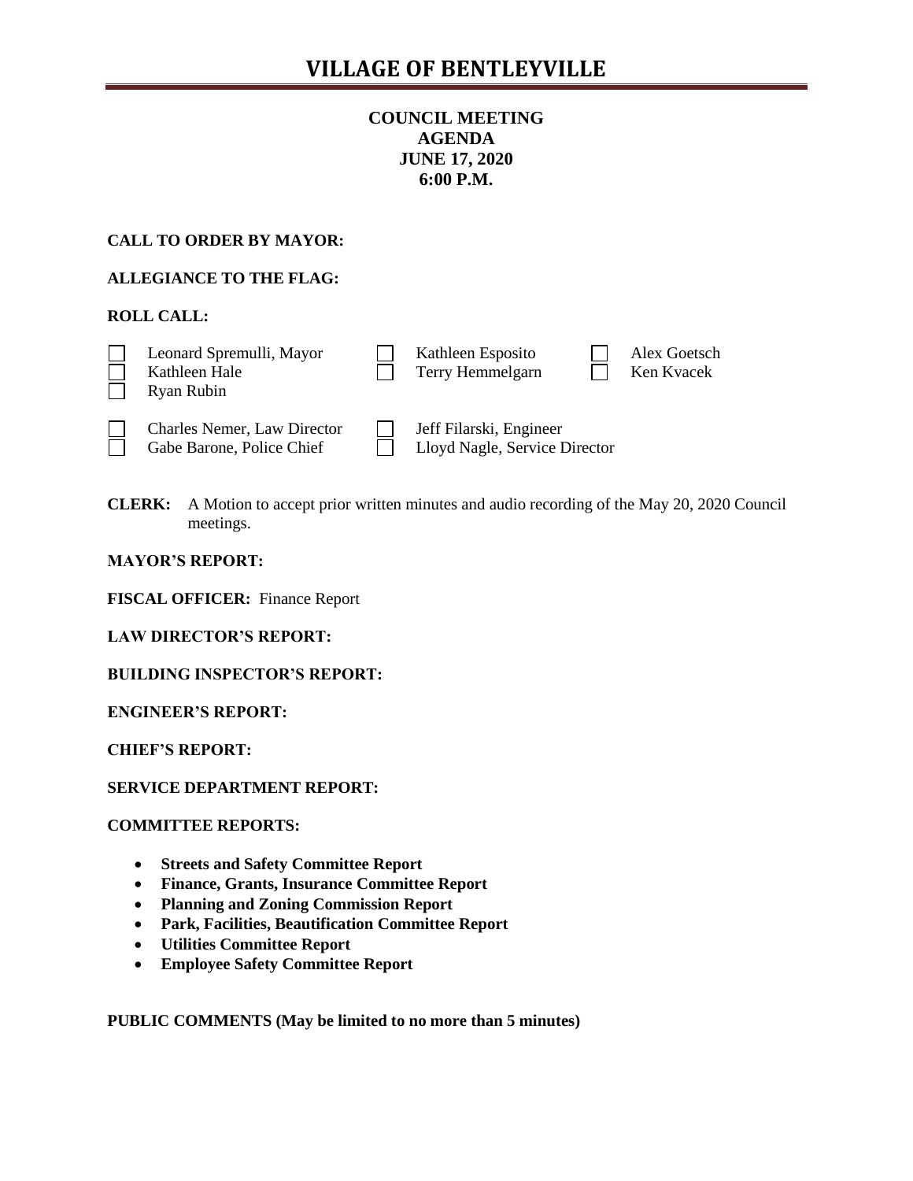# VILLAGE OF BENTLEYVILLE

**COUNCIL MEETING**
**AGENDA**
**JUNE 17, 2020**
**6:00 P.M.**

**CALL TO ORDER BY MAYOR:**

**ALLEGIANCE TO THE FLAG:**

**ROLL CALL:**

- [ ] Leonard Spremulli, Mayor
- [ ] Kathleen Hale
- [ ] Ryan Rubin
- [ ] Kathleen Esposito
- [ ] Terry Hemmelgarn
- [ ] Alex Goetsch
- [ ] Ken Kvacek

- [ ] Charles Nemer, Law Director
- [ ] Gabe Barone, Police Chief
- [ ] Jeff Filarski, Engineer
- [ ] Lloyd Nagle, Service Director

**CLERK:** A Motion to accept prior written minutes and audio recording of the May 20, 2020 Council meetings.

**MAYOR'S REPORT:**

**FISCAL OFFICER:** Finance Report

**LAW DIRECTOR'S REPORT:**

**BUILDING INSPECTOR'S REPORT:**

**ENGINEER'S REPORT:**

**CHIEF'S REPORT:**

**SERVICE DEPARTMENT REPORT:**

**COMMITTEE REPORTS:**

- **Streets and Safety Committee Report**
- **Finance, Grants, Insurance Committee Report**
- **Planning and Zoning Commission Report**
- **Park, Facilities, Beautification Committee Report**
- **Utilities Committee Report**
- **Employee Safety Committee Report**

**PUBLIC COMMENTS (May be limited to no more than 5 minutes)**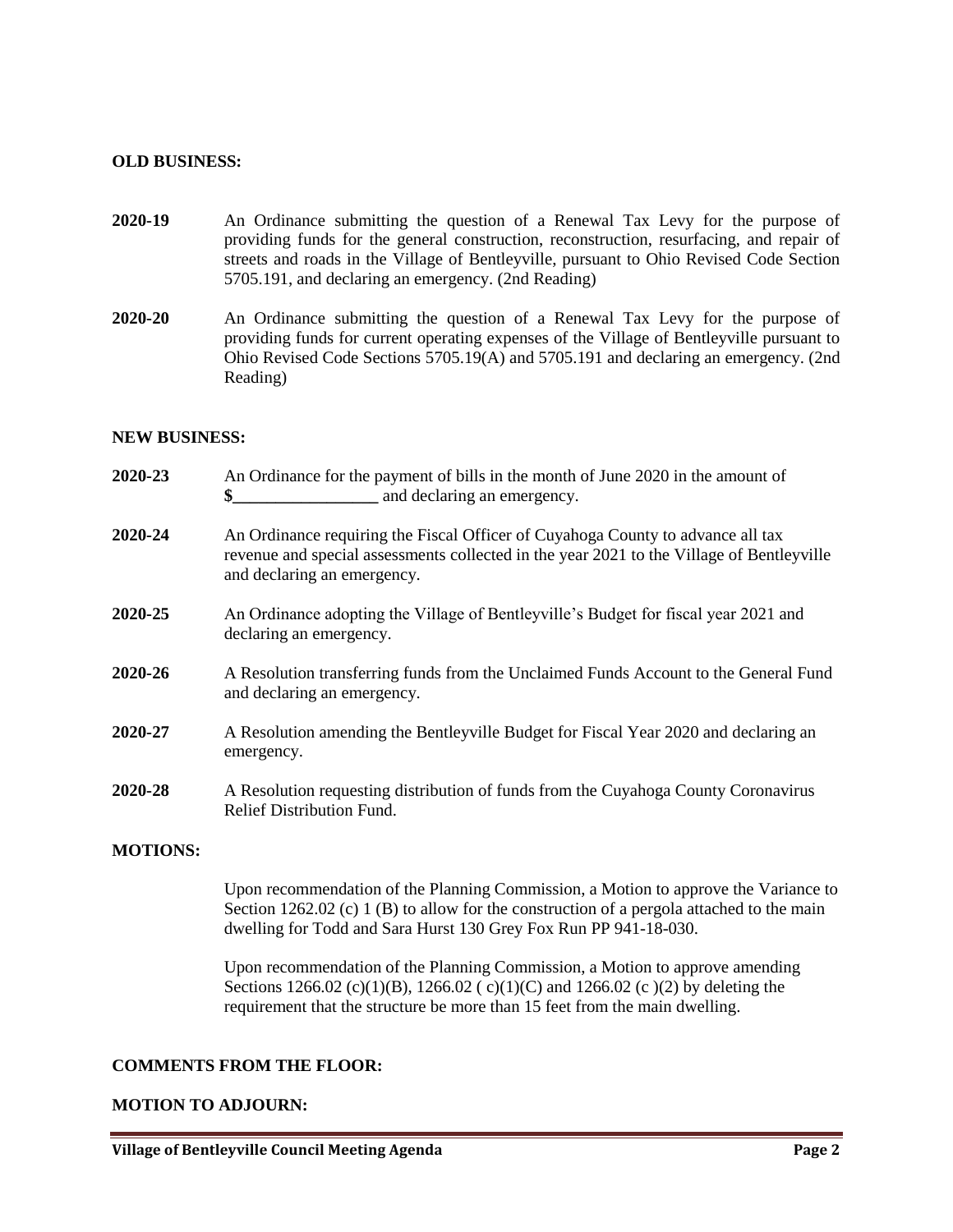**OLD BUSINESS:**

**2020-19** An Ordinance submitting the question of a Renewal Tax Levy for the purpose of providing funds for the general construction, reconstruction, resurfacing, and repair of streets and roads in the Village of Bentleyville, pursuant to Ohio Revised Code Section 5705.191, and declaring an emergency. (2nd Reading)

**2020-20** An Ordinance submitting the question of a Renewal Tax Levy for the purpose of providing funds for current operating expenses of the Village of Bentleyville pursuant to Ohio Revised Code Sections 5705.19(A) and 5705.191 and declaring an emergency. (2nd Reading)

**NEW BUSINESS:**

**2020-23** An Ordinance for the payment of bills in the month of June 2020 in the amount of **$_________________** and declaring an emergency.

**2020-24** An Ordinance requiring the Fiscal Officer of Cuyahoga County to advance all tax revenue and special assessments collected in the year 2021 to the Village of Bentleyville and declaring an emergency.

**2020-25** An Ordinance adopting the Village of Bentleyville's Budget for fiscal year 2021 and declaring an emergency.

**2020-26** A Resolution transferring funds from the Unclaimed Funds Account to the General Fund and declaring an emergency.

**2020-27** A Resolution amending the Bentleyville Budget for Fiscal Year 2020 and declaring an emergency.

**2020-28** A Resolution requesting distribution of funds from the Cuyahoga County Coronavirus Relief Distribution Fund.

**MOTIONS:**

Upon recommendation of the Planning Commission, a Motion to approve the Variance to Section 1262.02 (c) 1 (B) to allow for the construction of a pergola attached to the main dwelling for Todd and Sara Hurst 130 Grey Fox Run PP 941-18-030.

Upon recommendation of the Planning Commission, a Motion to approve amending Sections 1266.02 (c)(1)(B), 1266.02 ( c)(1)(C) and 1266.02 (c )(2) by deleting the requirement that the structure be more than 15 feet from the main dwelling.

**COMMENTS FROM THE FLOOR:**

**MOTION TO ADJOURN:**